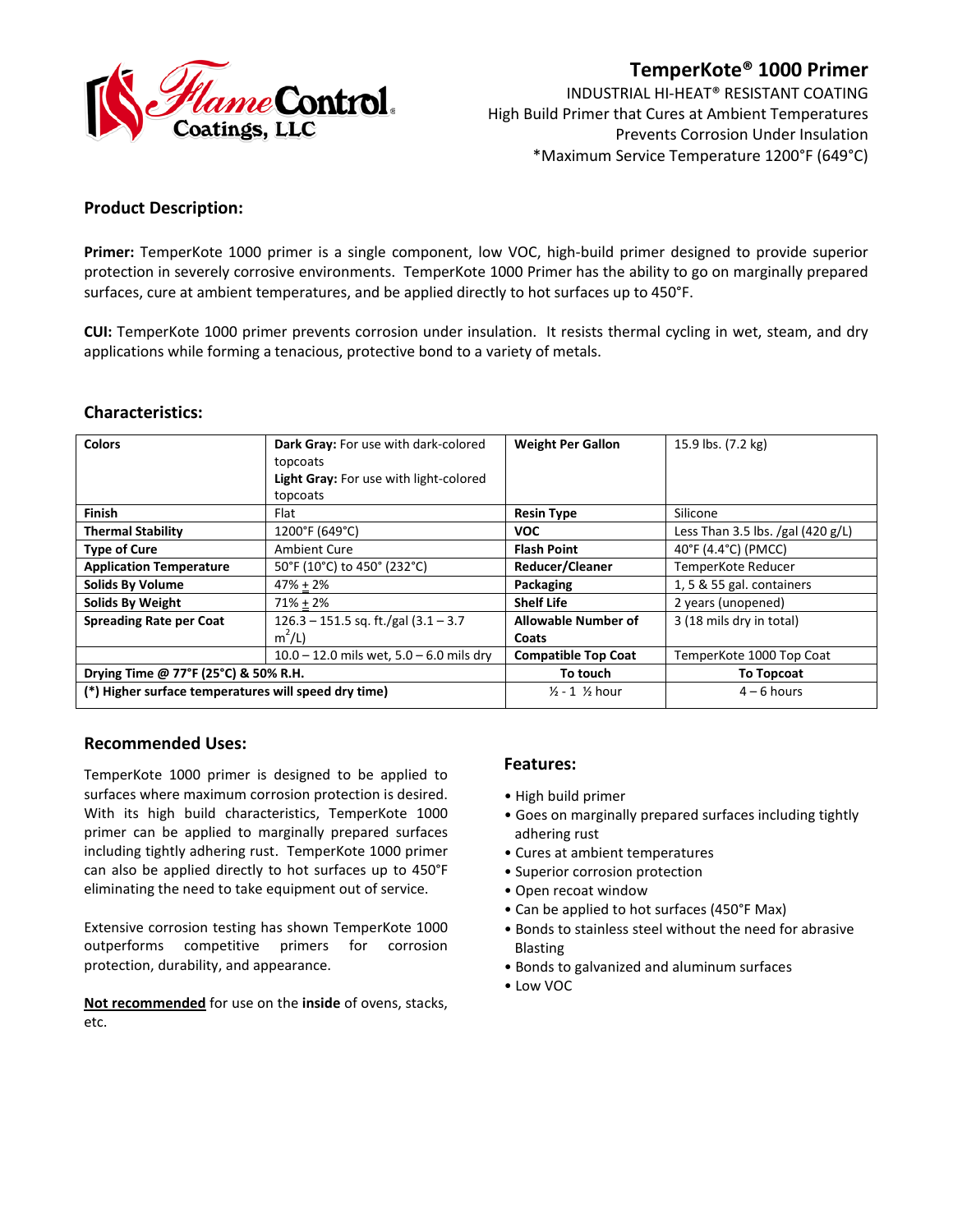# TemperKote® 1000 Primer

INDUSTRIAL HI-HEAT® RESISTANT COATING
High Build Primer that Cures at Ambient Temperatures
Prevents Corrosion Under Insulation
*Maximum Service Temperature 1200°F (649°C)

## Product Description:

**Primer:** TemperKote 1000 primer is a single component, low VOC, high-build primer designed to provide superior protection in severely corrosive environments. TemperKote 1000 Primer has the ability to go on marginally prepared surfaces, cure at ambient temperatures, and be applied directly to hot surfaces up to 450°F.

**CUI:** TemperKote 1000 primer prevents corrosion under insulation. It resists thermal cycling in wet, steam, and dry applications while forming a tenacious, protective bond to a variety of metals.

## Characteristics:

| | | | |
|---|---|---|---|
| **Colors** | **Dark Gray:** For use with dark-colored topcoats<br>**Light Gray:** For use with light-colored topcoats | **Weight Per Gallon** | 15.9 lbs. (7.2 kg) |
| **Finish** | Flat | **Resin Type** | Silicone |
| **Thermal Stability** | 1200°F (649°C) | **VOC** | Less Than 3.5 lbs. /gal (420 g/L) |
| **Type of Cure** | Ambient Cure | **Flash Point** | 40°F (4.4°C) (PMCC) |
| **Application Temperature** | 50°F (10°C) to 450° (232°C) | **Reducer/Cleaner** | TemperKote Reducer |
| **Solids By Volume** | 47% ± 2% | **Packaging** | 1, 5 & 55 gal. containers |
| **Solids By Weight** | 71% ± 2% | **Shelf Life** | 2 years (unopened) |
| **Spreading Rate per Coat** | 126.3 – 151.5 sq. ft./gal (3.1 – 3.7 $m^2$/L) | **Allowable Number of Coats** | 3 (18 mils dry in total) |
| | 10.0 – 12.0 mils wet, 5.0 – 6.0 mils dry | **Compatible Top Coat** | TemperKote 1000 Top Coat |
| **Drying Time @ 77°F (25°C) & 50% R.H.** | | **To touch** | **To Topcoat** |
| **(*) Higher surface temperatures will speed dry time)** | | ½ - 1 ½ hour | 4 – 6 hours |

## Recommended Uses:

TemperKote 1000 primer is designed to be applied to surfaces where maximum corrosion protection is desired. With its high build characteristics, TemperKote 1000 primer can be applied to marginally prepared surfaces including tightly adhering rust. TemperKote 1000 primer can also be applied directly to hot surfaces up to 450°F eliminating the need to take equipment out of service.

Extensive corrosion testing has shown TemperKote 1000 outperforms competitive primers for corrosion protection, durability, and appearance.

**Not recommended** for use on the **inside** of ovens, stacks, etc.

## Features:

- High build primer
- Goes on marginally prepared surfaces including tightly adhering rust
- Cures at ambient temperatures
- Superior corrosion protection
- Open recoat window
- Can be applied to hot surfaces (450°F Max)
- Bonds to stainless steel without the need for abrasive Blasting
- Bonds to galvanized and aluminum surfaces
- Low VOC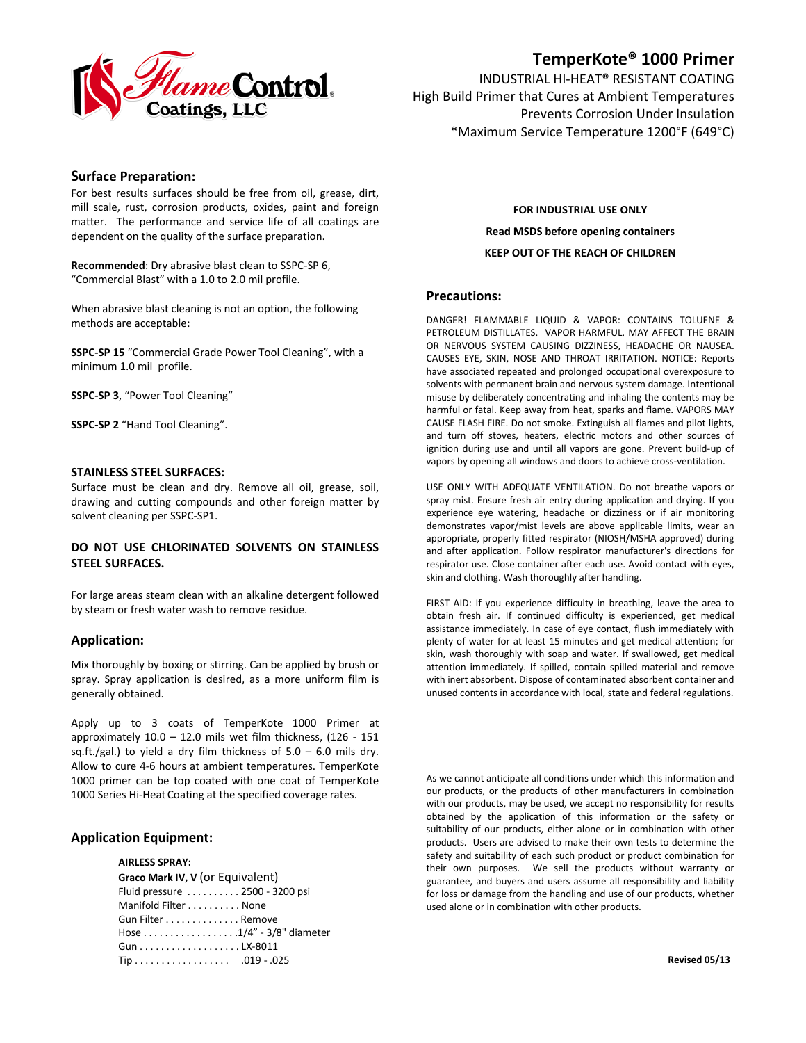# TemperKote® 1000 Primer

INDUSTRIAL HI-HEAT® RESISTANT COATING
High Build Primer that Cures at Ambient Temperatures
Prevents Corrosion Under Insulation
*Maximum Service Temperature 1200°F (649°C)

## Surface Preparation:

For best results surfaces should be free from oil, grease, dirt, mill scale, rust, corrosion products, oxides, paint and foreign matter. The performance and service life of all coatings are dependent on the quality of the surface preparation.

**Recommended**: Dry abrasive blast clean to SSPC-SP 6, "Commercial Blast" with a 1.0 to 2.0 mil profile.

When abrasive blast cleaning is not an option, the following methods are acceptable:

**SSPC-SP 15** "Commercial Grade Power Tool Cleaning", with a minimum 1.0 mil profile.

**SSPC-SP 3**, "Power Tool Cleaning"

**SSPC-SP 2** "Hand Tool Cleaning".

**STAINLESS STEEL SURFACES:**

Surface must be clean and dry. Remove all oil, grease, soil, drawing and cutting compounds and other foreign matter by solvent cleaning per SSPC-SP1.

**DO NOT USE CHLORINATED SOLVENTS ON STAINLESS STEEL SURFACES.**

For large areas steam clean with an alkaline detergent followed by steam or fresh water wash to remove residue.

## Application:

Mix thoroughly by boxing or stirring. Can be applied by brush or spray. Spray application is desired, as a more uniform film is generally obtained.

Apply up to 3 coats of TemperKote 1000 Primer at approximately 10.0 – 12.0 mils wet film thickness, (126 - 151 sq.ft./gal.) to yield a dry film thickness of 5.0 – 6.0 mils dry. Allow to cure 4-6 hours at ambient temperatures. TemperKote 1000 primer can be top coated with one coat of TemperKote 1000 Series Hi-Heat Coating at the specified coverage rates.

## Application Equipment:

**AIRLESS SPRAY:**

**Graco Mark IV, V** (or Equivalent)

Fluid pressure . . . . . . . . . . 2500 - 3200 psi
Manifold Filter . . . . . . . . . . None
Gun Filter . . . . . . . . . . . . . . Remove
Hose . . . . . . . . . . . . . . . . . .1/4" - 3/8" diameter
Gun . . . . . . . . . . . . . . . . . . . LX-8011
Tip . . . . . . . . . . . . . . . . . . .019 - .025

**FOR INDUSTRIAL USE ONLY**

**Read MSDS before opening containers**

**KEEP OUT OF THE REACH OF CHILDREN**

## Precautions:

DANGER! FLAMMABLE LIQUID & VAPOR: CONTAINS TOLUENE & PETROLEUM DISTILLATES. VAPOR HARMFUL. MAY AFFECT THE BRAIN OR NERVOUS SYSTEM CAUSING DIZZINESS, HEADACHE OR NAUSEA. CAUSES EYE, SKIN, NOSE AND THROAT IRRITATION. NOTICE: Reports have associated repeated and prolonged occupational overexposure to solvents with permanent brain and nervous system damage. Intentional misuse by deliberately concentrating and inhaling the contents may be harmful or fatal. Keep away from heat, sparks and flame. VAPORS MAY CAUSE FLASH FIRE. Do not smoke. Extinguish all flames and pilot lights, and turn off stoves, heaters, electric motors and other sources of ignition during use and until all vapors are gone. Prevent build-up of vapors by opening all windows and doors to achieve cross-ventilation.

USE ONLY WITH ADEQUATE VENTILATION. Do not breathe vapors or spray mist. Ensure fresh air entry during application and drying. If you experience eye watering, headache or dizziness or if air monitoring demonstrates vapor/mist levels are above applicable limits, wear an appropriate, properly fitted respirator (NIOSH/MSHA approved) during and after application. Follow respirator manufacturer's directions for respirator use. Close container after each use. Avoid contact with eyes, skin and clothing. Wash thoroughly after handling.

FIRST AID: If you experience difficulty in breathing, leave the area to obtain fresh air. If continued difficulty is experienced, get medical assistance immediately. In case of eye contact, flush immediately with plenty of water for at least 15 minutes and get medical attention; for skin, wash thoroughly with soap and water. If swallowed, get medical attention immediately. If spilled, contain spilled material and remove with inert absorbent. Dispose of contaminated absorbent container and unused contents in accordance with local, state and federal regulations.

As we cannot anticipate all conditions under which this information and our products, or the products of other manufacturers in combination with our products, may be used, we accept no responsibility for results obtained by the application of this information or the safety or suitability of our products, either alone or in combination with other products. Users are advised to make their own tests to determine the safety and suitability of each such product or product combination for their own purposes. We sell the products without warranty or guarantee, and buyers and users assume all responsibility and liability for loss or damage from the handling and use of our products, whether used alone or in combination with other products.

**Revised 05/13**